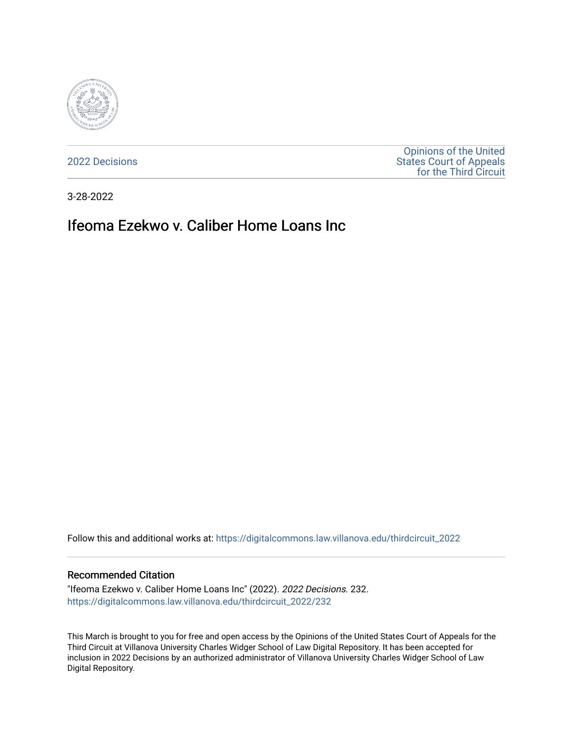2022 Decisions

Opinions of the United States Court of Appeals for the Third Circuit

3-28-2022

# Ifeoma Ezekwo v. Caliber Home Loans Inc

Follow this and additional works at: https://digitalcommons.law.villanova.edu/thirdcircuit_2022

## Recommended Citation

"Ifeoma Ezekwo v. Caliber Home Loans Inc" (2022). *2022 Decisions*. 232.
https://digitalcommons.law.villanova.edu/thirdcircuit_2022/232

This March is brought to you for free and open access by the Opinions of the United States Court of Appeals for the Third Circuit at Villanova University Charles Widger School of Law Digital Repository. It has been accepted for inclusion in 2022 Decisions by an authorized administrator of Villanova University Charles Widger School of Law Digital Repository.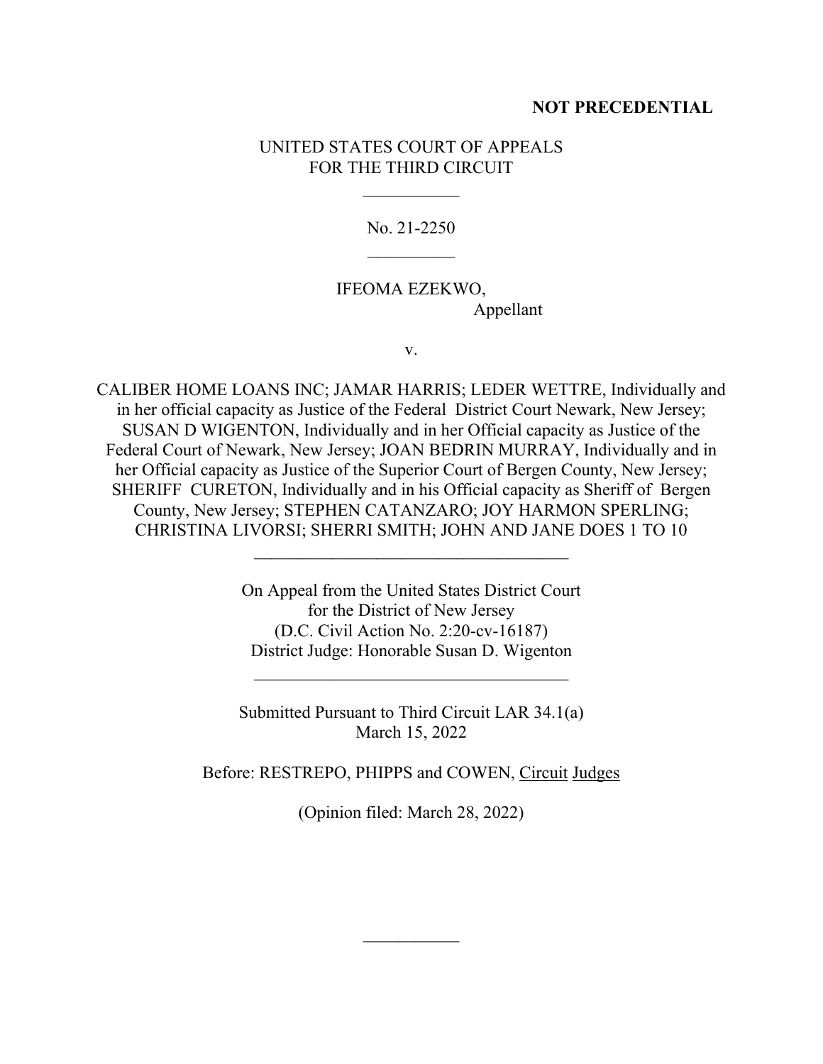**NOT PRECEDENTIAL**

UNITED STATES COURT OF APPEALS
FOR THE THIRD CIRCUIT

\_\_\_\_\_\_\_\_\_\_\_

No. 21-2250

\_\_\_\_\_\_\_\_\_\_

IFEOMA EZEKWO,
Appellant

v.

CALIBER HOME LOANS INC; JAMAR HARRIS; LEDER WETTRE, Individually and in her official capacity as Justice of the Federal District Court Newark, New Jersey; SUSAN D WIGENTON, Individually and in her Official capacity as Justice of the Federal Court of Newark, New Jersey; JOAN BEDRIN MURRAY, Individually and in her Official capacity as Justice of the Superior Court of Bergen County, New Jersey; SHERIFF CURETON, Individually and in his Official capacity as Sheriff of Bergen County, New Jersey; STEPHEN CATANZARO; JOY HARMON SPERLING; CHRISTINA LIVORSI; SHERRI SMITH; JOHN AND JANE DOES 1 TO 10

\_\_\_\_\_\_\_\_\_\_\_\_\_\_\_\_\_\_\_\_\_\_\_\_\_\_\_\_\_\_\_\_\_\_\_\_

On Appeal from the United States District Court
for the District of New Jersey
(D.C. Civil Action No. 2:20-cv-16187)
District Judge: Honorable Susan D. Wigenton

\_\_\_\_\_\_\_\_\_\_\_\_\_\_\_\_\_\_\_\_\_\_\_\_\_\_\_\_\_\_\_\_\_\_\_\_

Submitted Pursuant to Third Circuit LAR 34.1(a)
March 15, 2022

Before: RESTREPO, PHIPPS and COWEN, Circuit Judges

(Opinion filed: March 28, 2022)

\_\_\_\_\_\_\_\_\_\_\_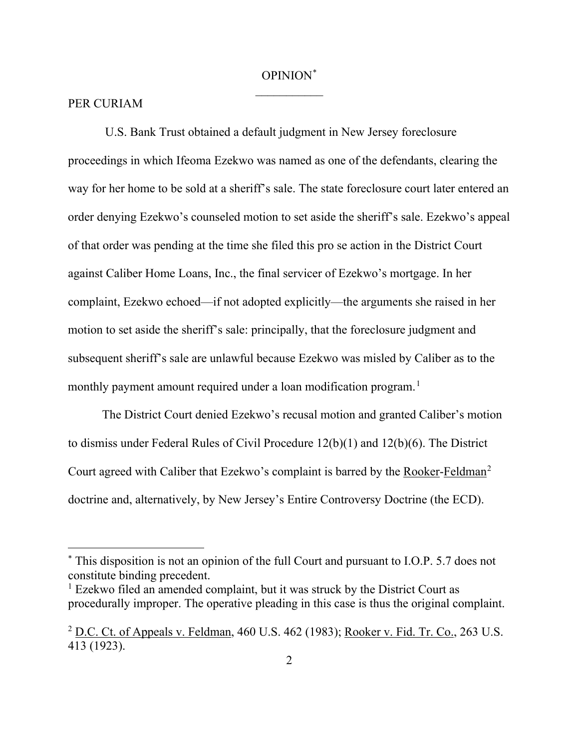OPINION[*]

---

PER CURIAM

U.S. Bank Trust obtained a default judgment in New Jersey foreclosure proceedings in which Ifeoma Ezekwo was named as one of the defendants, clearing the way for her home to be sold at a sheriff's sale. The state foreclosure court later entered an order denying Ezekwo's counseled motion to set aside the sheriff's sale. Ezekwo's appeal of that order was pending at the time she filed this pro se action in the District Court against Caliber Home Loans, Inc., the final servicer of Ezekwo's mortgage. In her complaint, Ezekwo echoed—if not adopted explicitly—the arguments she raised in her motion to set aside the sheriff's sale: principally, that the foreclosure judgment and subsequent sheriff's sale are unlawful because Ezekwo was misled by Caliber as to the monthly payment amount required under a loan modification program.[1]

The District Court denied Ezekwo's recusal motion and granted Caliber's motion to dismiss under Federal Rules of Civil Procedure 12(b)(1) and 12(b)(6). The District Court agreed with Caliber that Ezekwo's complaint is barred by the Rooker-Feldman[2] doctrine and, alternatively, by New Jersey's Entire Controversy Doctrine (the ECD).

---

[*] This disposition is not an opinion of the full Court and pursuant to I.O.P. 5.7 does not constitute binding precedent.

[1] Ezekwo filed an amended complaint, but it was struck by the District Court as procedurally improper. The operative pleading in this case is thus the original complaint.

[2] D.C. Ct. of Appeals v. Feldman, 460 U.S. 462 (1983); Rooker v. Fid. Tr. Co., 263 U.S. 413 (1923).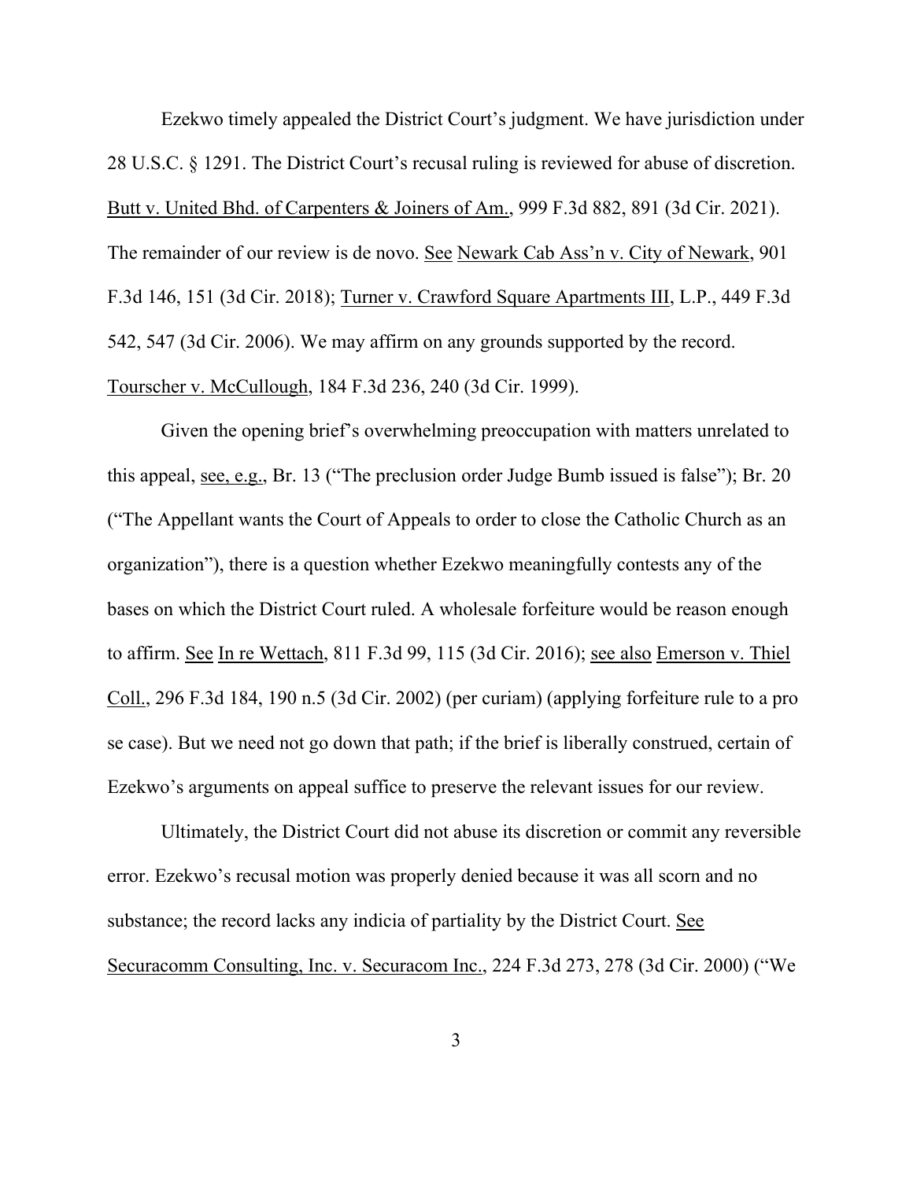Ezekwo timely appealed the District Court's judgment. We have jurisdiction under 28 U.S.C. § 1291. The District Court's recusal ruling is reviewed for abuse of discretion. Butt v. United Bhd. of Carpenters & Joiners of Am., 999 F.3d 882, 891 (3d Cir. 2021). The remainder of our review is de novo. See Newark Cab Ass'n v. City of Newark, 901 F.3d 146, 151 (3d Cir. 2018); Turner v. Crawford Square Apartments III, L.P., 449 F.3d 542, 547 (3d Cir. 2006). We may affirm on any grounds supported by the record. Tourscher v. McCullough, 184 F.3d 236, 240 (3d Cir. 1999).

Given the opening brief's overwhelming preoccupation with matters unrelated to this appeal, see, e.g., Br. 13 ("The preclusion order Judge Bumb issued is false"); Br. 20 ("The Appellant wants the Court of Appeals to order to close the Catholic Church as an organization"), there is a question whether Ezekwo meaningfully contests any of the bases on which the District Court ruled. A wholesale forfeiture would be reason enough to affirm. See In re Wettach, 811 F.3d 99, 115 (3d Cir. 2016); see also Emerson v. Thiel Coll., 296 F.3d 184, 190 n.5 (3d Cir. 2002) (per curiam) (applying forfeiture rule to a pro se case). But we need not go down that path; if the brief is liberally construed, certain of Ezekwo's arguments on appeal suffice to preserve the relevant issues for our review.

Ultimately, the District Court did not abuse its discretion or commit any reversible error. Ezekwo's recusal motion was properly denied because it was all scorn and no substance; the record lacks any indicia of partiality by the District Court. See Securacomm Consulting, Inc. v. Securacom Inc., 224 F.3d 273, 278 (3d Cir. 2000) ("We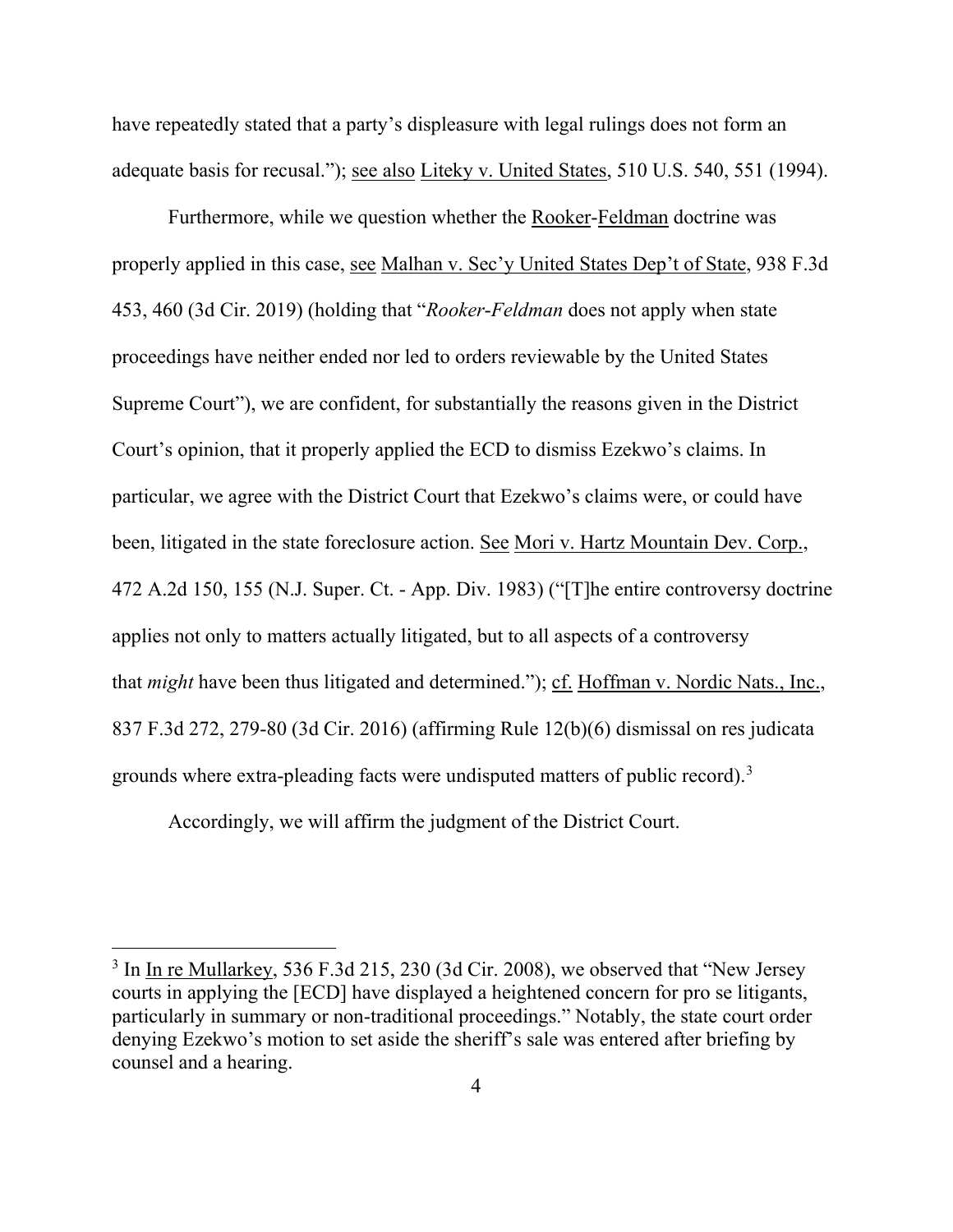have repeatedly stated that a party's displeasure with legal rulings does not form an adequate basis for recusal."); see also Liteky v. United States, 510 U.S. 540, 551 (1994).

Furthermore, while we question whether the Rooker-Feldman doctrine was properly applied in this case, see Malhan v. Sec'y United States Dep't of State, 938 F.3d 453, 460 (3d Cir. 2019) (holding that "*Rooker-Feldman* does not apply when state proceedings have neither ended nor led to orders reviewable by the United States Supreme Court"), we are confident, for substantially the reasons given in the District Court's opinion, that it properly applied the ECD to dismiss Ezekwo's claims. In particular, we agree with the District Court that Ezekwo's claims were, or could have been, litigated in the state foreclosure action. See Mori v. Hartz Mountain Dev. Corp., 472 A.2d 150, 155 (N.J. Super. Ct. - App. Div. 1983) ("[T]he entire controversy doctrine applies not only to matters actually litigated, but to all aspects of a controversy that *might* have been thus litigated and determined."); cf. Hoffman v. Nordic Nats., Inc., 837 F.3d 272, 279-80 (3d Cir. 2016) (affirming Rule 12(b)(6) dismissal on res judicata grounds where extra-pleading facts were undisputed matters of public record).[3]

Accordingly, we will affirm the judgment of the District Court.

---

[3] In In re Mullarkey, 536 F.3d 215, 230 (3d Cir. 2008), we observed that "New Jersey courts in applying the [ECD] have displayed a heightened concern for pro se litigants, particularly in summary or non-traditional proceedings." Notably, the state court order denying Ezekwo's motion to set aside the sheriff's sale was entered after briefing by counsel and a hearing.